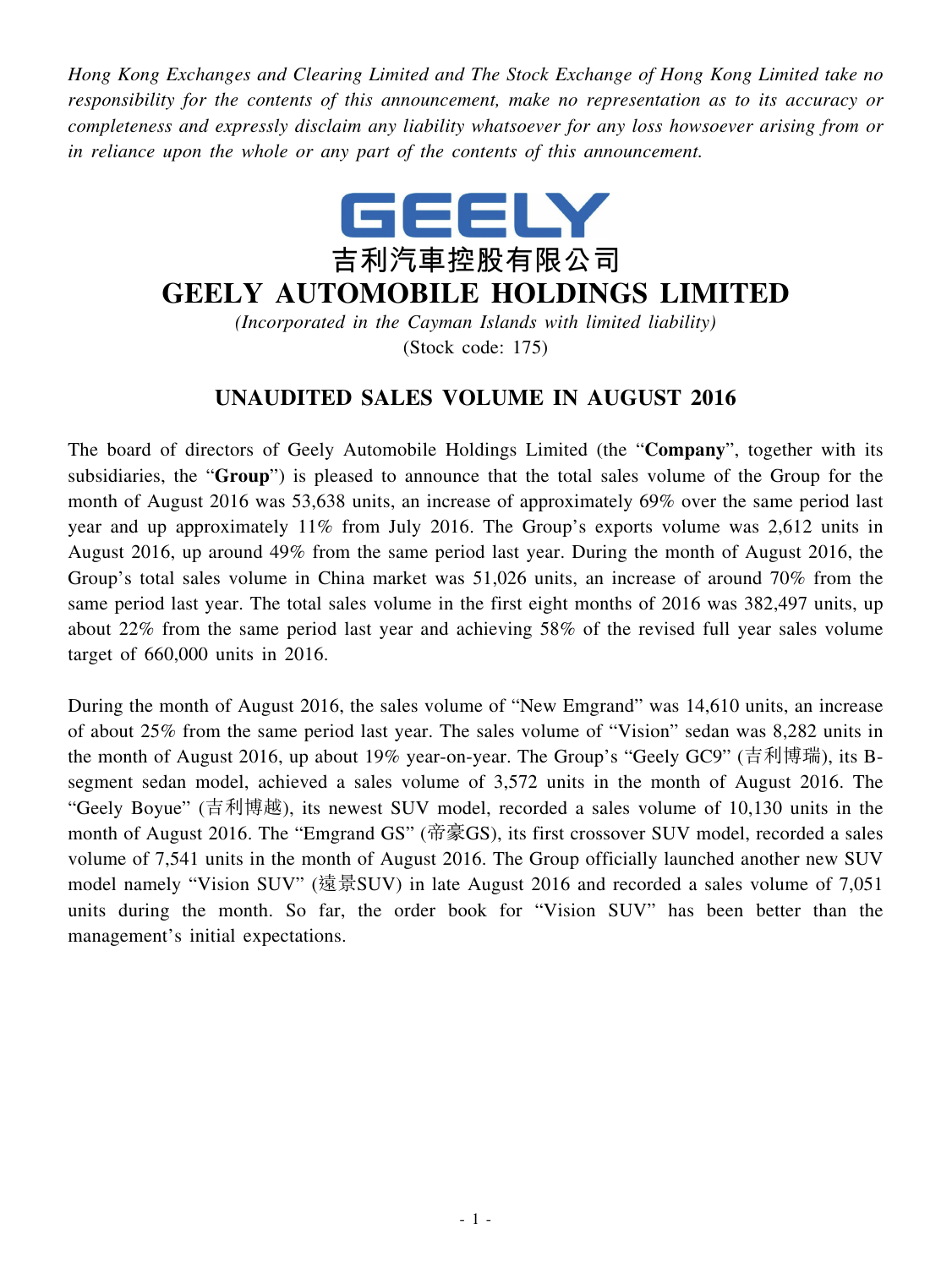*Hong Kong Exchanges and Clearing Limited and The Stock Exchange of Hong Kong Limited take no responsibility for the contents of this announcement, make no representation as to its accuracy or completeness and expressly disclaim any liability whatsoever for any loss howsoever arising from or in reliance upon the whole or any part of the contents of this announcement.*

GEELY

# 吉利汽車控股有限公司
# GEELY AUTOMOBILE HOLDINGS LIMITED

*(Incorporated in the Cayman Islands with limited liability)*
(Stock code: 175)

## UNAUDITED SALES VOLUME IN AUGUST 2016

The board of directors of Geely Automobile Holdings Limited (the "**Company**", together with its subsidiaries, the "**Group**") is pleased to announce that the total sales volume of the Group for the month of August 2016 was 53,638 units, an increase of approximately 69% over the same period last year and up approximately 11% from July 2016. The Group's exports volume was 2,612 units in August 2016, up around 49% from the same period last year. During the month of August 2016, the Group's total sales volume in China market was 51,026 units, an increase of around 70% from the same period last year. The total sales volume in the first eight months of 2016 was 382,497 units, up about 22% from the same period last year and achieving 58% of the revised full year sales volume target of 660,000 units in 2016.

During the month of August 2016, the sales volume of "New Emgrand" was 14,610 units, an increase of about 25% from the same period last year. The sales volume of "Vision" sedan was 8,282 units in the month of August 2016, up about 19% year-on-year. The Group's "Geely GC9" (吉利博瑞), its B-segment sedan model, achieved a sales volume of 3,572 units in the month of August 2016. The "Geely Boyue" (吉利博越), its newest SUV model, recorded a sales volume of 10,130 units in the month of August 2016. The "Emgrand GS" (帝豪GS), its first crossover SUV model, recorded a sales volume of 7,541 units in the month of August 2016. The Group officially launched another new SUV model namely "Vision SUV" (遠景SUV) in late August 2016 and recorded a sales volume of 7,051 units during the month. So far, the order book for "Vision SUV" has been better than the management's initial expectations.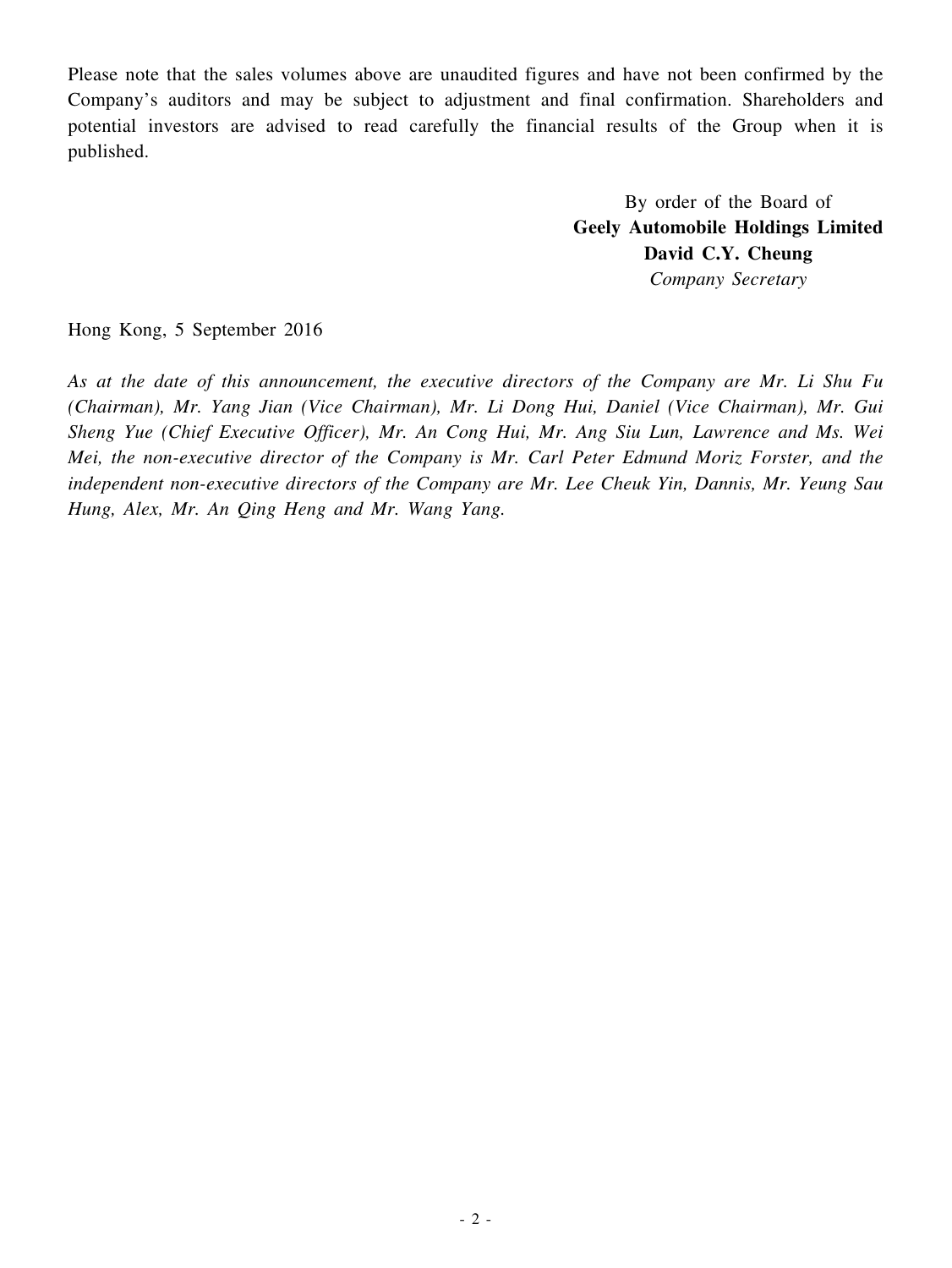Please note that the sales volumes above are unaudited figures and have not been confirmed by the Company's auditors and may be subject to adjustment and final confirmation. Shareholders and potential investors are advised to read carefully the financial results of the Group when it is published.

By order of the Board of
**Geely Automobile Holdings Limited**
**David C.Y. Cheung**
*Company Secretary*

Hong Kong, 5 September 2016

*As at the date of this announcement, the executive directors of the Company are Mr. Li Shu Fu (Chairman), Mr. Yang Jian (Vice Chairman), Mr. Li Dong Hui, Daniel (Vice Chairman), Mr. Gui Sheng Yue (Chief Executive Officer), Mr. An Cong Hui, Mr. Ang Siu Lun, Lawrence and Ms. Wei Mei, the non-executive director of the Company is Mr. Carl Peter Edmund Moriz Forster, and the independent non-executive directors of the Company are Mr. Lee Cheuk Yin, Dannis, Mr. Yeung Sau Hung, Alex, Mr. An Qing Heng and Mr. Wang Yang.*